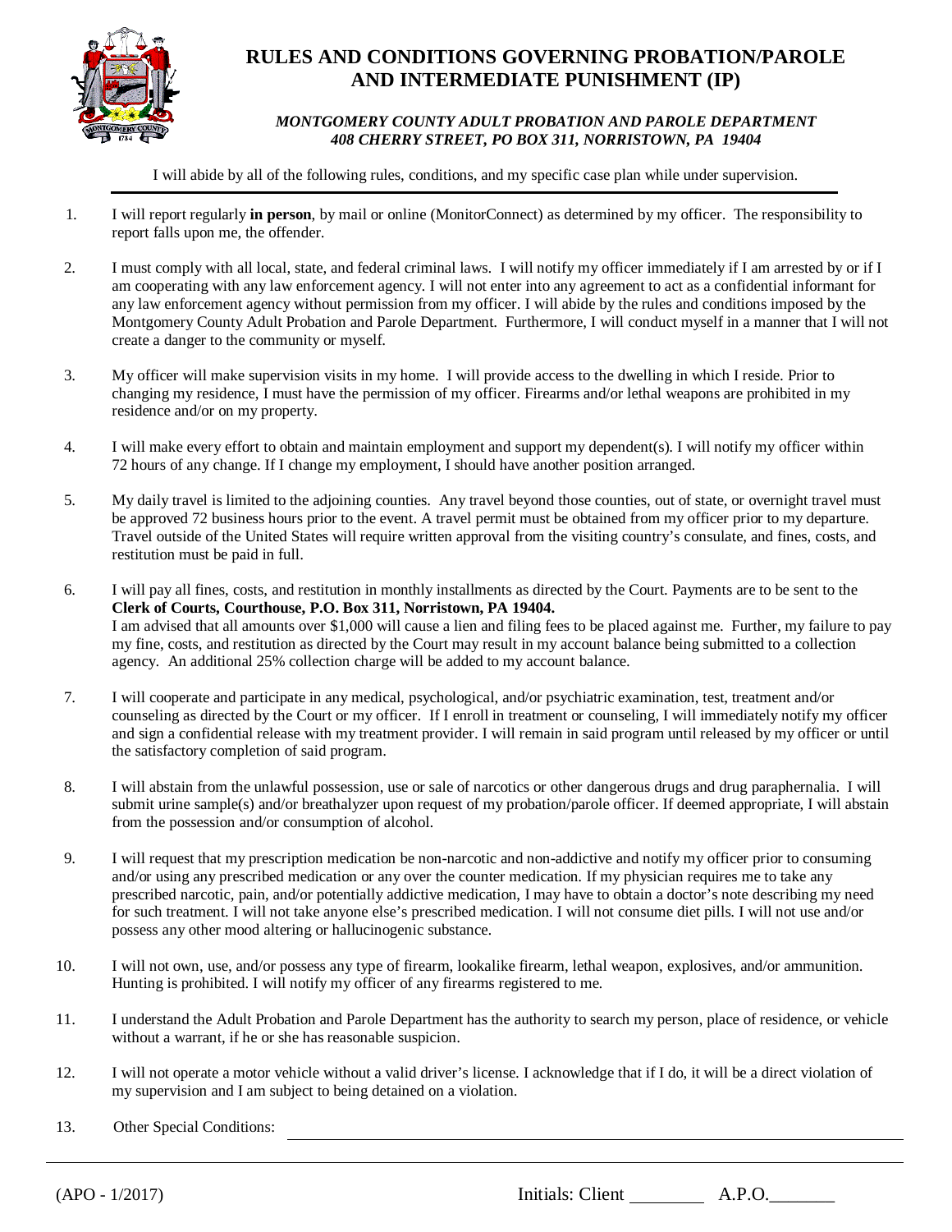# RULES AND CONDITIONS GOVERNING PROBATION/PAROLE AND INTERMEDIATE PUNISHMENT (IP)

***MONTGOMERY COUNTY ADULT PROBATION AND PAROLE DEPARTMENT***
***408 CHERRY STREET, PO BOX 311, NORRISTOWN, PA 19404***

I will abide by all of the following rules, conditions, and my specific case plan while under supervision.

1. I will report regularly **in person**, by mail or online (MonitorConnect) as determined by my officer. The responsibility to report falls upon me, the offender.

2. I must comply with all local, state, and federal criminal laws. I will notify my officer immediately if I am arrested by or if I am cooperating with any law enforcement agency. I will not enter into any agreement to act as a confidential informant for any law enforcement agency without permission from my officer. I will abide by the rules and conditions imposed by the Montgomery County Adult Probation and Parole Department. Furthermore, I will conduct myself in a manner that I will not create a danger to the community or myself.

3. My officer will make supervision visits in my home. I will provide access to the dwelling in which I reside. Prior to changing my residence, I must have the permission of my officer. Firearms and/or lethal weapons are prohibited in my residence and/or on my property.

4. I will make every effort to obtain and maintain employment and support my dependent(s). I will notify my officer within 72 hours of any change. If I change my employment, I should have another position arranged.

5. My daily travel is limited to the adjoining counties. Any travel beyond those counties, out of state, or overnight travel must be approved 72 business hours prior to the event. A travel permit must be obtained from my officer prior to my departure. Travel outside of the United States will require written approval from the visiting country's consulate, and fines, costs, and restitution must be paid in full.

6. I will pay all fines, costs, and restitution in monthly installments as directed by the Court. Payments are to be sent to the **Clerk of Courts, Courthouse, P.O. Box 311, Norristown, PA 19404.**
   I am advised that all amounts over $1,000 will cause a lien and filing fees to be placed against me. Further, my failure to pay my fine, costs, and restitution as directed by the Court may result in my account balance being submitted to a collection agency. An additional 25% collection charge will be added to my account balance.

7. I will cooperate and participate in any medical, psychological, and/or psychiatric examination, test, treatment and/or counseling as directed by the Court or my officer. If I enroll in treatment or counseling, I will immediately notify my officer and sign a confidential release with my treatment provider. I will remain in said program until released by my officer or until the satisfactory completion of said program.

8. I will abstain from the unlawful possession, use or sale of narcotics or other dangerous drugs and drug paraphernalia. I will submit urine sample(s) and/or breathalyzer upon request of my probation/parole officer. If deemed appropriate, I will abstain from the possession and/or consumption of alcohol.

9. I will request that my prescription medication be non-narcotic and non-addictive and notify my officer prior to consuming and/or using any prescribed medication or any over the counter medication. If my physician requires me to take any prescribed narcotic, pain, and/or potentially addictive medication, I may have to obtain a doctor's note describing my need for such treatment. I will not take anyone else's prescribed medication. I will not consume diet pills. I will not use and/or possess any other mood altering or hallucinogenic substance.

10. I will not own, use, and/or possess any type of firearm, lookalike firearm, lethal weapon, explosives, and/or ammunition. Hunting is prohibited. I will notify my officer of any firearms registered to me.

11. I understand the Adult Probation and Parole Department has the authority to search my person, place of residence, or vehicle without a warrant, if he or she has reasonable suspicion.

12. I will not operate a motor vehicle without a valid driver's license. I acknowledge that if I do, it will be a direct violation of my supervision and I am subject to being detained on a violation.

13. Other Special Conditions: ______________________________________________

(APO - 1/2017) Initials: Client ________ A.P.O.________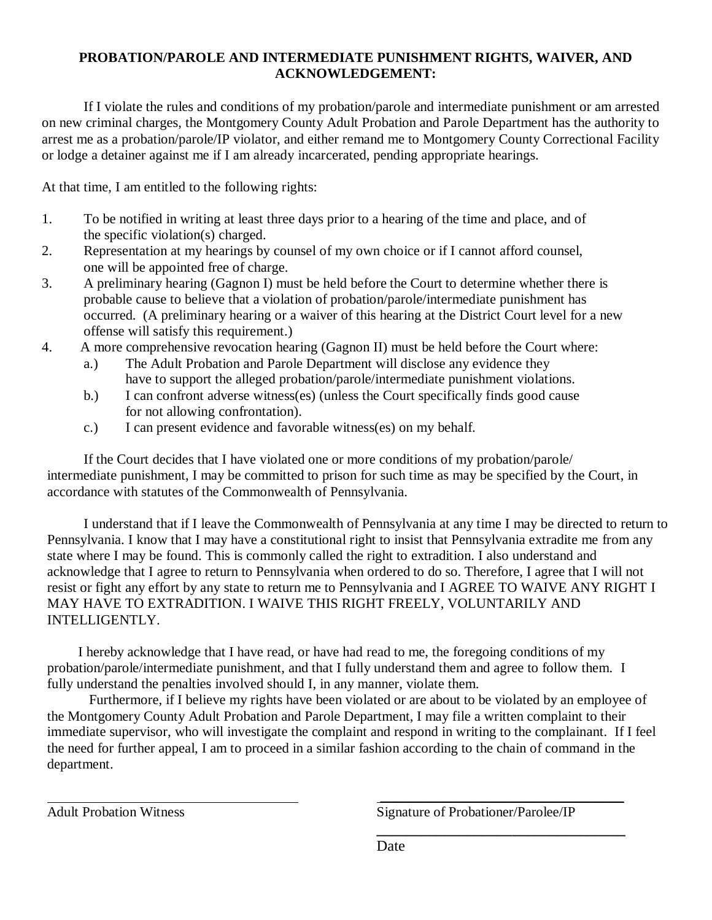## PROBATION/PAROLE AND INTERMEDIATE PUNISHMENT RIGHTS, WAIVER, AND ACKNOWLEDGEMENT:

If I violate the rules and conditions of my probation/parole and intermediate punishment or am arrested on new criminal charges, the Montgomery County Adult Probation and Parole Department has the authority to arrest me as a probation/parole/IP violator, and either remand me to Montgomery County Correctional Facility or lodge a detainer against me if I am already incarcerated, pending appropriate hearings.

At that time, I am entitled to the following rights:

1. To be notified in writing at least three days prior to a hearing of the time and place, and of the specific violation(s) charged.
2. Representation at my hearings by counsel of my own choice or if I cannot afford counsel, one will be appointed free of charge.
3. A preliminary hearing (Gagnon I) must be held before the Court to determine whether there is probable cause to believe that a violation of probation/parole/intermediate punishment has occurred. (A preliminary hearing or a waiver of this hearing at the District Court level for a new offense will satisfy this requirement.)
4. A more comprehensive revocation hearing (Gagnon II) must be held before the Court where:
   - a.) The Adult Probation and Parole Department will disclose any evidence they have to support the alleged probation/parole/intermediate punishment violations.
   - b.) I can confront adverse witness(es) (unless the Court specifically finds good cause for not allowing confrontation).
   - c.) I can present evidence and favorable witness(es) on my behalf.

If the Court decides that I have violated one or more conditions of my probation/parole/ intermediate punishment, I may be committed to prison for such time as may be specified by the Court, in accordance with statutes of the Commonwealth of Pennsylvania.

I understand that if I leave the Commonwealth of Pennsylvania at any time I may be directed to return to Pennsylvania. I know that I may have a constitutional right to insist that Pennsylvania extradite me from any state where I may be found. This is commonly called the right to extradition. I also understand and acknowledge that I agree to return to Pennsylvania when ordered to do so. Therefore, I agree that I will not resist or fight any effort by any state to return me to Pennsylvania and I AGREE TO WAIVE ANY RIGHT I MAY HAVE TO EXTRADITION. I WAIVE THIS RIGHT FREELY, VOLUNTARILY AND INTELLIGENTLY.

I hereby acknowledge that I have read, or have had read to me, the foregoing conditions of my probation/parole/intermediate punishment, and that I fully understand them and agree to follow them. I fully understand the penalties involved should I, in any manner, violate them.

Furthermore, if I believe my rights have been violated or are about to be violated by an employee of the Montgomery County Adult Probation and Parole Department, I may file a written complaint to their immediate supervisor, who will investigate the complaint and respond in writing to the complainant. If I feel the need for further appeal, I am to proceed in a similar fashion according to the chain of command in the department.

\_\_\_\_\_\_\_\_\_\_\_\_\_\_\_\_\_\_\_\_\_\_\_\_\_\_\_\_\_\_\_\_\_\_\_\_
Adult Probation Witness

\_\_\_\_\_\_\_\_\_\_\_\_\_\_\_\_\_\_\_\_\_\_\_\_\_\_\_\_\_\_\_\_\_\_\_\_
Signature of Probationer/Parolee/IP

\_\_\_\_\_\_\_\_\_\_\_\_\_\_\_\_\_\_\_\_\_\_\_\_\_\_\_\_\_\_\_\_\_\_\_\_
Date